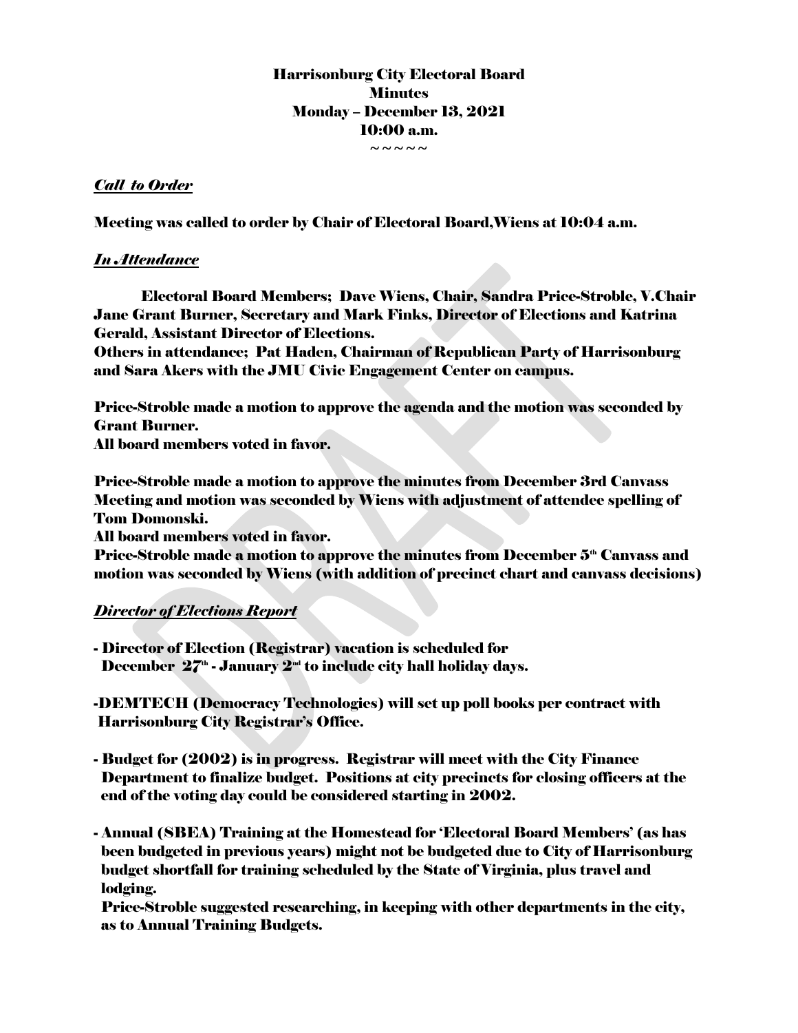# Harrisonburg City Electoral Board
## Minutes
## Monday – December 13, 2021
## 10:00 a.m.

~ ~ ~ ~ ~

***Call to Order***

Meeting was called to order by Chair of Electoral Board,Wiens at 10:04 a.m.

***In Attendance***

Electoral Board Members; Dave Wiens, Chair, Sandra Price-Stroble, V.Chair Jane Grant Burner, Secretary and Mark Finks, Director of Elections and Katrina Gerald, Assistant Director of Elections.

Others in attendance; Pat Haden, Chairman of Republican Party of Harrisonburg and Sara Akers with the JMU Civic Engagement Center on campus.

Price-Stroble made a motion to approve the agenda and the motion was seconded by Grant Burner.

All board members voted in favor.

Price-Stroble made a motion to approve the minutes from December 3rd Canvass Meeting and motion was seconded by Wiens with adjustment of attendee spelling of Tom Domonski.

All board members voted in favor.

Price-Stroble made a motion to approve the minutes from December 5th Canvass and motion was seconded by Wiens (with addition of precinct chart and canvass decisions)

***Director of Elections Report***

- Director of Election (Registrar) vacation is scheduled for December 27th - January 2nd to include city hall holiday days.

- DEMTECH (Democracy Technologies) will set up poll books per contract with Harrisonburg City Registrar's Office.

- Budget for (2002) is in progress. Registrar will meet with the City Finance Department to finalize budget. Positions at city precincts for closing officers at the end of the voting day could be considered starting in 2002.

- Annual (SBEA) Training at the Homestead for 'Electoral Board Members' (as has been budgeted in previous years) might not be budgeted due to City of Harrisonburg budget shortfall for training scheduled by the State of Virginia, plus travel and lodging.

  Price-Stroble suggested researching, in keeping with other departments in the city, as to Annual Training Budgets.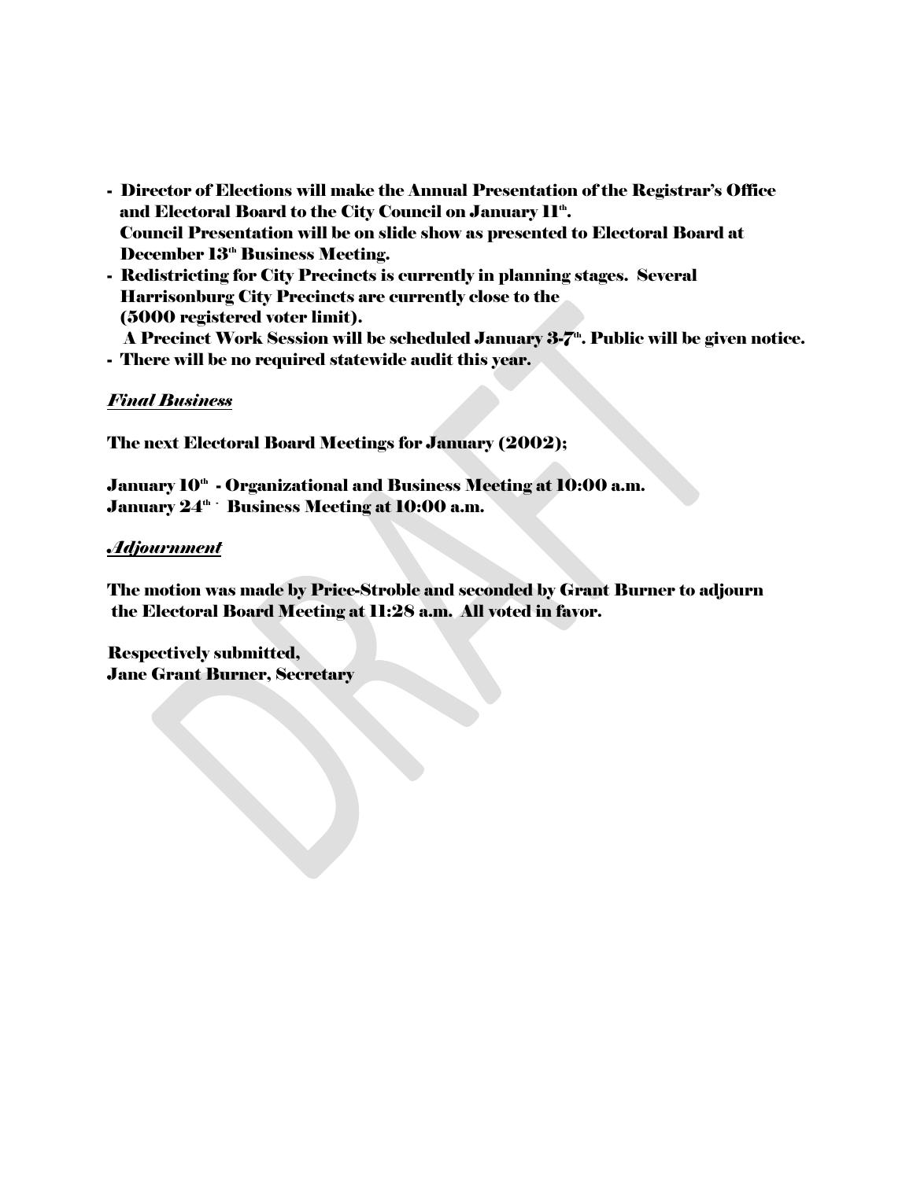- Director of Elections will make the Annual Presentation of the Registrar's Office and Electoral Board to the City Council on January 11th.
  Council Presentation will be on slide show as presented to Electoral Board at December 13th Business Meeting.
- Redistricting for City Precincts is currently in planning stages. Several Harrisonburg City Precincts are currently close to the (5000 registered voter limit).
  A Precinct Work Session will be scheduled January 3-7th. Public will be given notice.
- There will be no required statewide audit this year.

***Final Business***

**The next Electoral Board Meetings for January (2002);**

**January 10th - Organizational and Business Meeting at 10:00 a.m.**
**January 24th - Business Meeting at 10:00 a.m.**

***Adjournment***

**The motion was made by Price-Stroble and seconded by Grant Burner to adjourn the Electoral Board Meeting at 11:28 a.m. All voted in favor.**

**Respectively submitted,**
**Jane Grant Burner, Secretary**